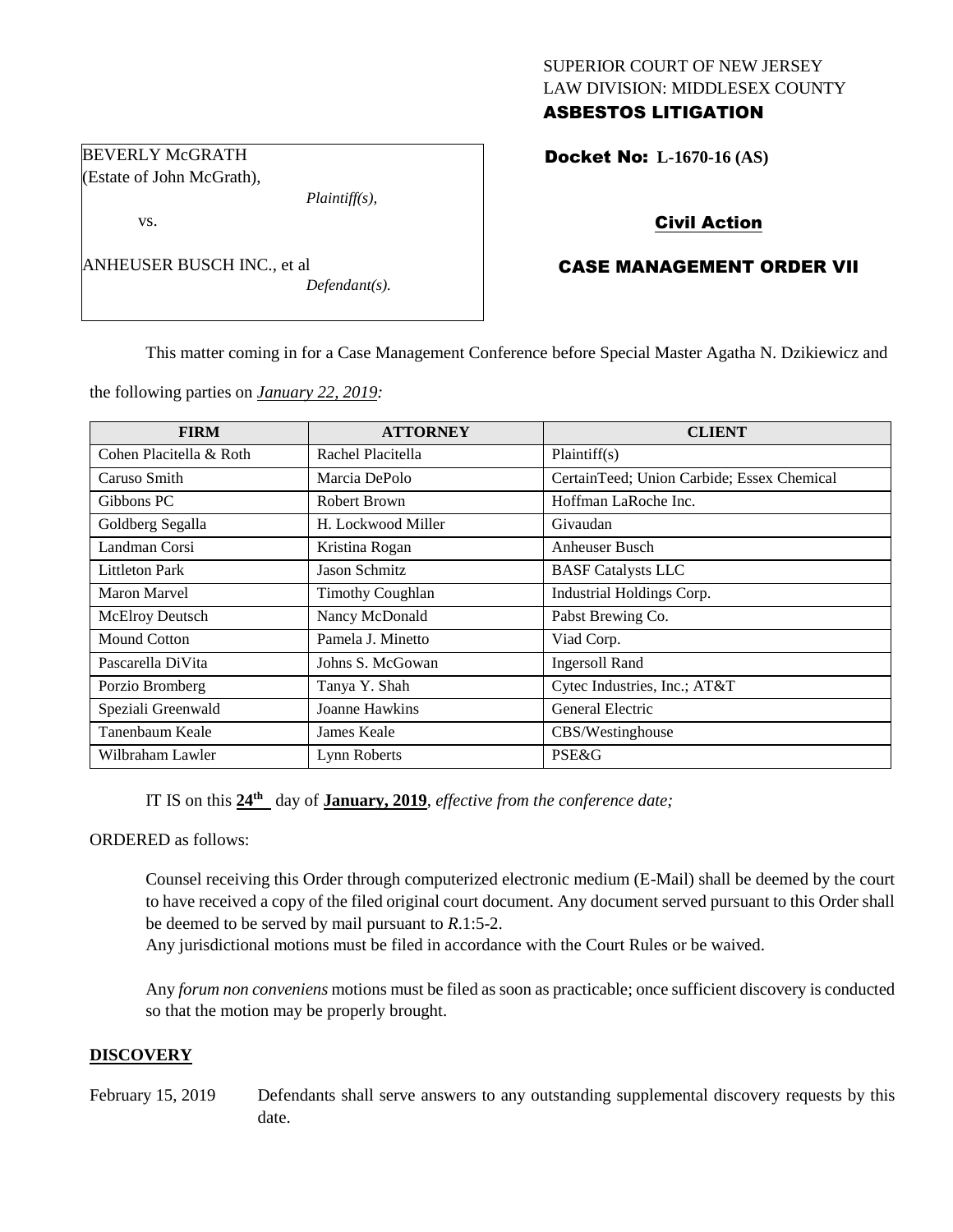SUPERIOR COURT OF NEW JERSEY
LAW DIVISION: MIDDLESEX COUNTY
**ASBESTOS LITIGATION**

BEVERLY McGRATH
(Estate of John McGrath),
*Plaintiff(s),*

vs.

ANHEUSER BUSCH INC., et al
*Defendant(s).*

**Docket No: L-1670-16 (AS)**

**Civil Action**

**CASE MANAGEMENT ORDER VII**

This matter coming in for a Case Management Conference before Special Master Agatha N. Dzikiewicz and the following parties on *January 22, 2019:*

| FIRM | ATTORNEY | CLIENT |
|---|---|---|
| Cohen Placitella & Roth | Rachel Placitella | Plaintiff(s) |
| Caruso Smith | Marcia DePolo | CertainTeed; Union Carbide; Essex Chemical |
| Gibbons PC | Robert Brown | Hoffman LaRoche Inc. |
| Goldberg Segalla | H. Lockwood Miller | Givaudan |
| Landman Corsi | Kristina Rogan | Anheuser Busch |
| Littleton Park | Jason Schmitz | BASF Catalysts LLC |
| Maron Marvel | Timothy Coughlan | Industrial Holdings Corp. |
| McElroy Deutsch | Nancy McDonald | Pabst Brewing Co. |
| Mound Cotton | Pamela J. Minetto | Viad Corp. |
| Pascarella DiVita | Johns S. McGowan | Ingersoll Rand |
| Porzio Bromberg | Tanya Y. Shah | Cytec Industries, Inc.; AT&T |
| Speziali Greenwald | Joanne Hawkins | General Electric |
| Tanenbaum Keale | James Keale | CBS/Westinghouse |
| Wilbraham Lawler | Lynn Roberts | PSE&G |

IT IS on this **24th** day of **January, 2019**, *effective from the conference date;*

ORDERED as follows:

Counsel receiving this Order through computerized electronic medium (E-Mail) shall be deemed by the court to have received a copy of the filed original court document. Any document served pursuant to this Order shall be deemed to be served by mail pursuant to *R*.1:5-2.

Any jurisdictional motions must be filed in accordance with the Court Rules or be waived.

Any *forum non conveniens* motions must be filed as soon as practicable; once sufficient discovery is conducted so that the motion may be properly brought.

## DISCOVERY

February 15, 2019 Defendants shall serve answers to any outstanding supplemental discovery requests by this date.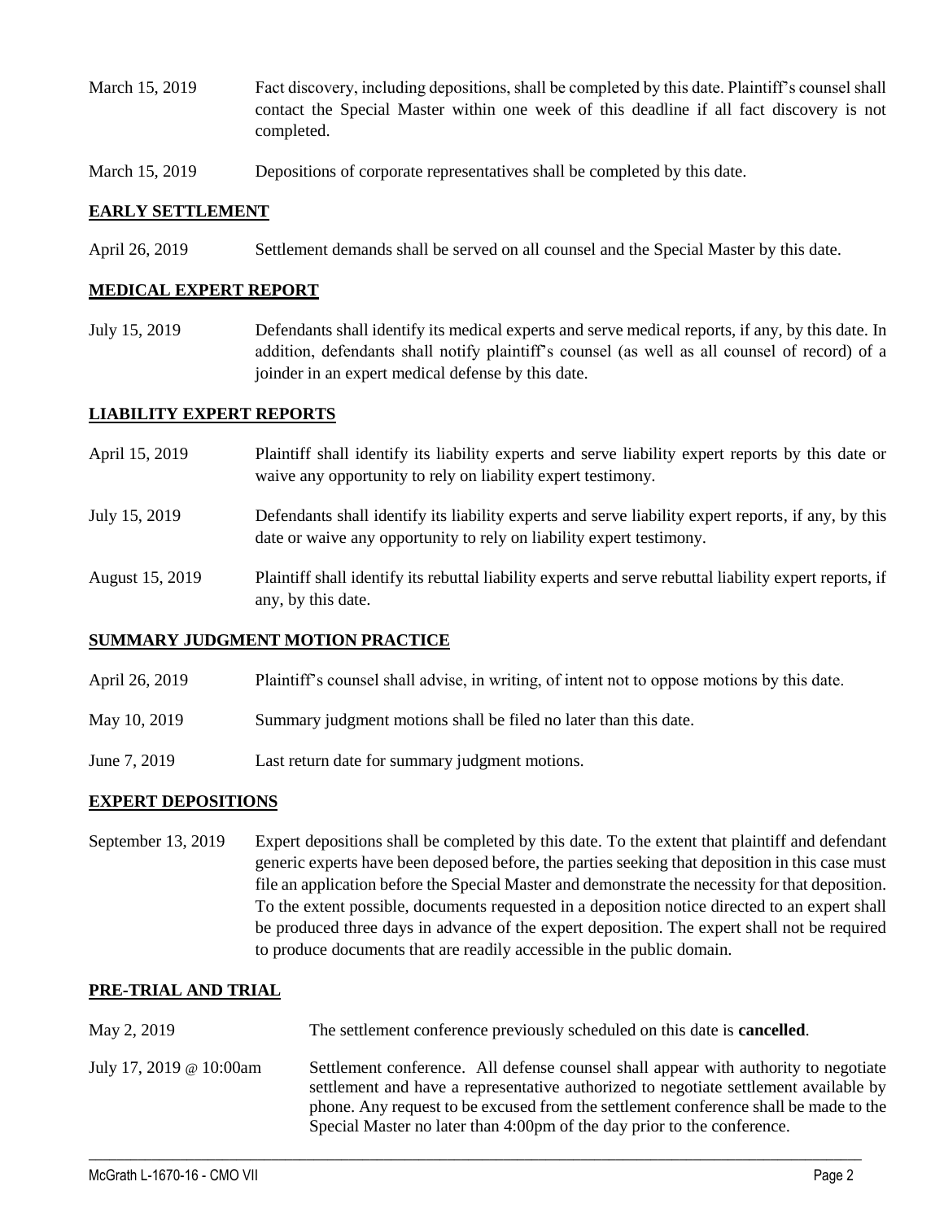| | |
|---|---|
| March 15, 2019 | Fact discovery, including depositions, shall be completed by this date. Plaintiff's counsel shall contact the Special Master within one week of this deadline if all fact discovery is not completed. |
| March 15, 2019 | Depositions of corporate representatives shall be completed by this date. |

## **EARLY SETTLEMENT**

| | |
|---|---|
| April 26, 2019 | Settlement demands shall be served on all counsel and the Special Master by this date. |

## **MEDICAL EXPERT REPORT**

| | |
|---|---|
| July 15, 2019 | Defendants shall identify its medical experts and serve medical reports, if any, by this date. In addition, defendants shall notify plaintiff's counsel (as well as all counsel of record) of a joinder in an expert medical defense by this date. |

## **LIABILITY EXPERT REPORTS**

| | |
|---|---|
| April 15, 2019 | Plaintiff shall identify its liability experts and serve liability expert reports by this date or waive any opportunity to rely on liability expert testimony. |
| July 15, 2019 | Defendants shall identify its liability experts and serve liability expert reports, if any, by this date or waive any opportunity to rely on liability expert testimony. |
| August 15, 2019 | Plaintiff shall identify its rebuttal liability experts and serve rebuttal liability expert reports, if any, by this date. |

## **SUMMARY JUDGMENT MOTION PRACTICE**

| | |
|---|---|
| April 26, 2019 | Plaintiff's counsel shall advise, in writing, of intent not to oppose motions by this date. |
| May 10, 2019 | Summary judgment motions shall be filed no later than this date. |
| June 7, 2019 | Last return date for summary judgment motions. |

## **EXPERT DEPOSITIONS**

| | |
|---|---|
| September 13, 2019 | Expert depositions shall be completed by this date. To the extent that plaintiff and defendant generic experts have been deposed before, the parties seeking that deposition in this case must file an application before the Special Master and demonstrate the necessity for that deposition. To the extent possible, documents requested in a deposition notice directed to an expert shall be produced three days in advance of the expert deposition. The expert shall not be required to produce documents that are readily accessible in the public domain. |

## **PRE-TRIAL AND TRIAL**

| | |
|---|---|
| May 2, 2019 | The settlement conference previously scheduled on this date is **cancelled**. |
| July 17, 2019 @ 10:00am | Settlement conference. All defense counsel shall appear with authority to negotiate settlement and have a representative authorized to negotiate settlement available by phone. Any request to be excused from the settlement conference shall be made to the Special Master no later than 4:00pm of the day prior to the conference. |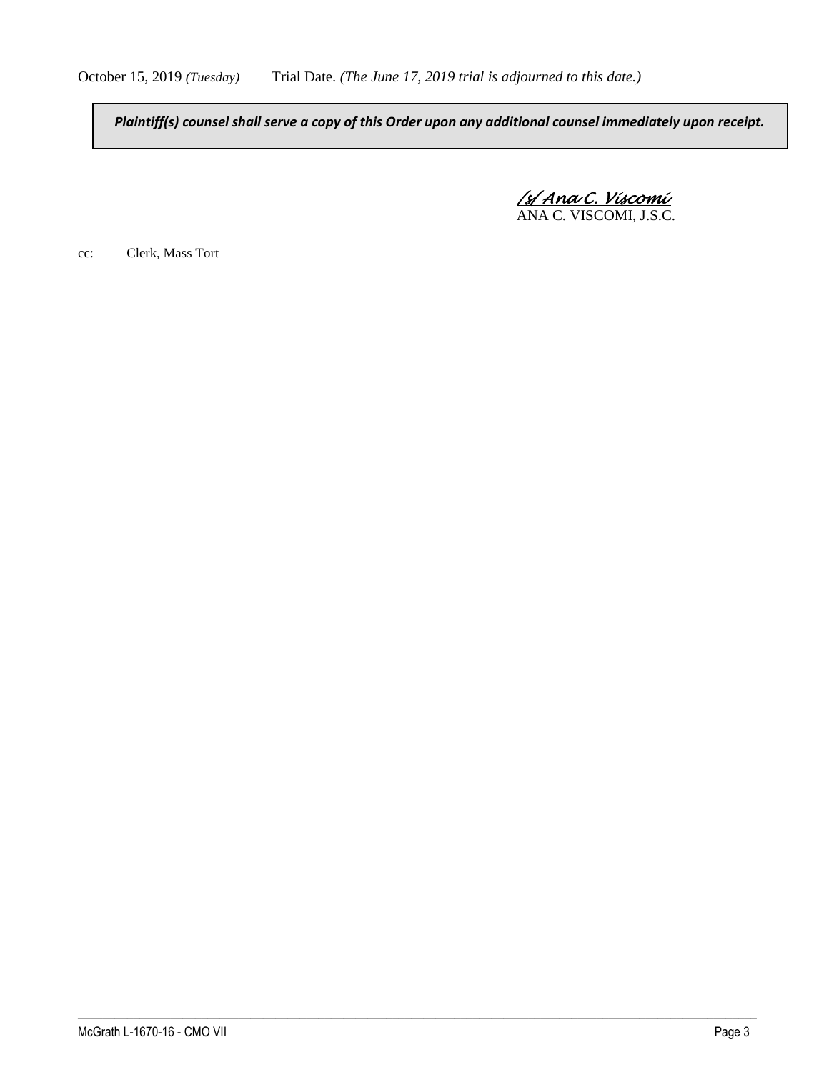October 15, 2019 *(Tuesday)* Trial Date. *(The June 17, 2019 trial is adjourned to this date.)*

***Plaintiff(s) counsel shall serve a copy of this Order upon any additional counsel immediately upon receipt.***

*/s/ Ana C. Viscomi*
ANA C. VISCOMI, J.S.C.

cc: Clerk, Mass Tort